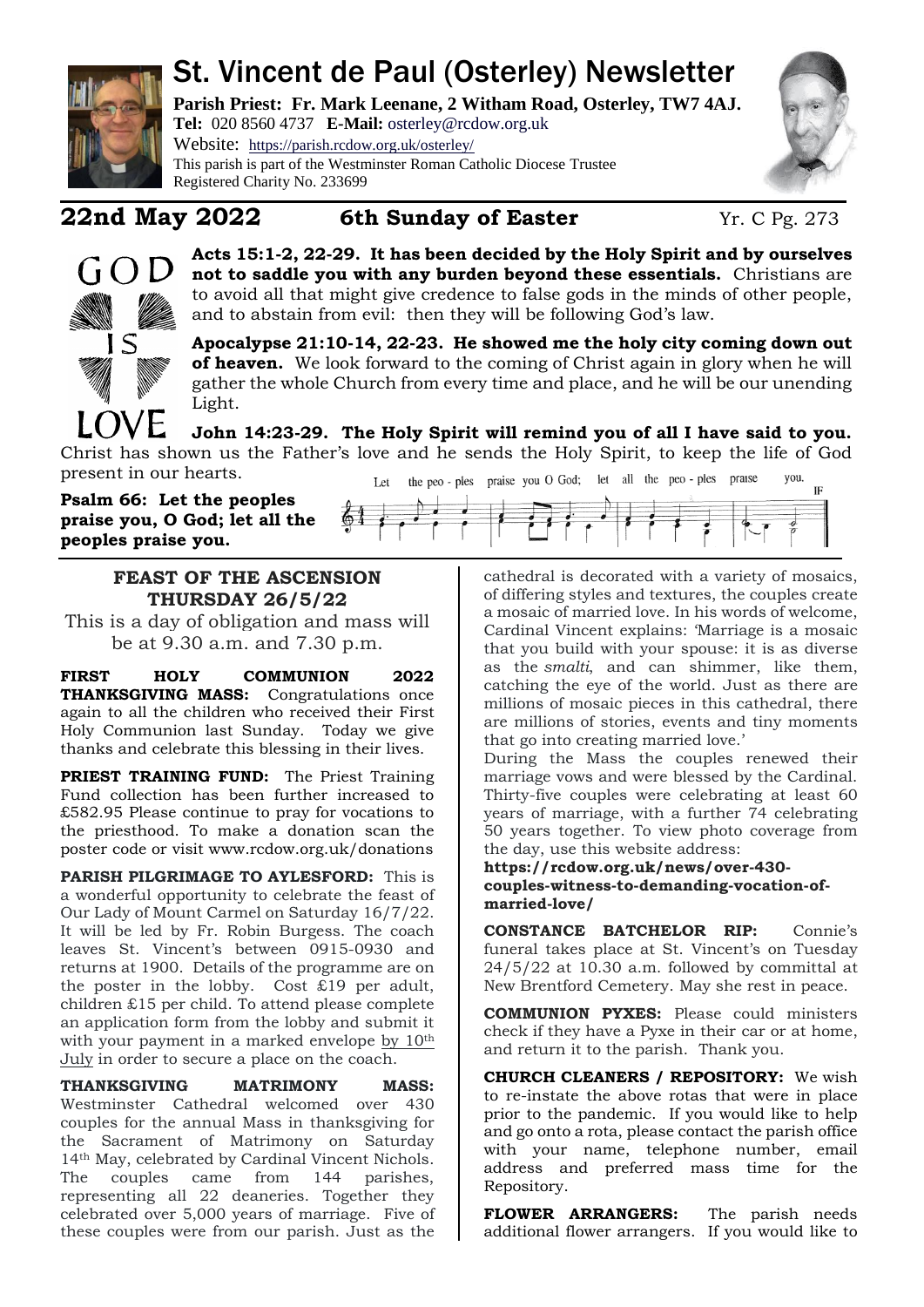# St. Vincent de Paul (Osterley) Newsletter

**Parish Priest: Fr. Mark Leenane, 2 Witham Road, Osterley, TW7 4AJ.**
**Tel:** 020 8560 4737 **E-Mail:** osterley@rcdow.org.uk
Website: https://parish.rcdow.org.uk/osterley/
This parish is part of the Westminster Roman Catholic Diocese Trustee
Registered Charity No. 233699

## 22nd May 2022 — 6th Sunday of Easter — Yr. C Pg. 273

GOD IS LOVE

**Acts 15:1-2, 22-29. It has been decided by the Holy Spirit and by ourselves not to saddle you with any burden beyond these essentials.** Christians are to avoid all that might give credence to false gods in the minds of other people, and to abstain from evil: then they will be following God's law.

**Apocalypse 21:10-14, 22-23. He showed me the holy city coming down out of heaven.** We look forward to the coming of Christ again in glory when he will gather the whole Church from every time and place, and he will be our unending Light.

**John 14:23-29. The Holy Spirit will remind you of all I have said to you.** Christ has shown us the Father's love and he sends the Holy Spirit, to keep the life of God present in our hearts.

**Psalm 66: Let the peoples praise you, O God; let all the peoples praise you.**

Let the peo - ples praise you O God; let all the peo - ples praise you.

### FEAST OF THE ASCENSION THURSDAY 26/5/22

This is a day of obligation and mass will be at 9.30 a.m. and 7.30 p.m.

**FIRST HOLY COMMUNION 2022 THANKSGIVING MASS:** Congratulations once again to all the children who received their First Holy Communion last Sunday. Today we give thanks and celebrate this blessing in their lives.

**PRIEST TRAINING FUND:** The Priest Training Fund collection has been further increased to £582.95 Please continue to pray for vocations to the priesthood. To make a donation scan the poster code or visit www.rcdow.org.uk/donations

**PARISH PILGRIMAGE TO AYLESFORD:** This is a wonderful opportunity to celebrate the feast of Our Lady of Mount Carmel on Saturday 16/7/22. It will be led by Fr. Robin Burgess. The coach leaves St. Vincent's between 0915-0930 and returns at 1900. Details of the programme are on the poster in the lobby. Cost £19 per adult, children £15 per child. To attend please complete an application form from the lobby and submit it with your payment in a marked envelope by 10th July in order to secure a place on the coach.

**THANKSGIVING MATRIMONY MASS:** Westminster Cathedral welcomed over 430 couples for the annual Mass in thanksgiving for the Sacrament of Matrimony on Saturday 14th May, celebrated by Cardinal Vincent Nichols. The couples came from 144 parishes, representing all 22 deaneries. Together they celebrated over 5,000 years of marriage. Five of these couples were from our parish. Just as the cathedral is decorated with a variety of mosaics, of differing styles and textures, the couples create a mosaic of married love. In his words of welcome, Cardinal Vincent explains: 'Marriage is a mosaic that you build with your spouse: it is as diverse as the *smalti*, and can shimmer, like them, catching the eye of the world. Just as there are millions of mosaic pieces in this cathedral, there are millions of stories, events and tiny moments that go into creating married love.'
During the Mass the couples renewed their marriage vows and were blessed by the Cardinal. Thirty-five couples were celebrating at least 60 years of marriage, with a further 74 celebrating 50 years together. To view photo coverage from the day, use this website address:
**https://rcdow.org.uk/news/over-430-couples-witness-to-demanding-vocation-of-married-love/**

**CONSTANCE BATCHELOR RIP:** Connie's funeral takes place at St. Vincent's on Tuesday 24/5/22 at 10.30 a.m. followed by committal at New Brentford Cemetery. May she rest in peace.

**COMMUNION PYXES:** Please could ministers check if they have a Pyxe in their car or at home, and return it to the parish. Thank you.

**CHURCH CLEANERS / REPOSITORY:** We wish to re-instate the above rotas that were in place prior to the pandemic. If you would like to help and go onto a rota, please contact the parish office with your name, telephone number, email address and preferred mass time for the Repository.

**FLOWER ARRANGERS:** The parish needs additional flower arrangers. If you would like to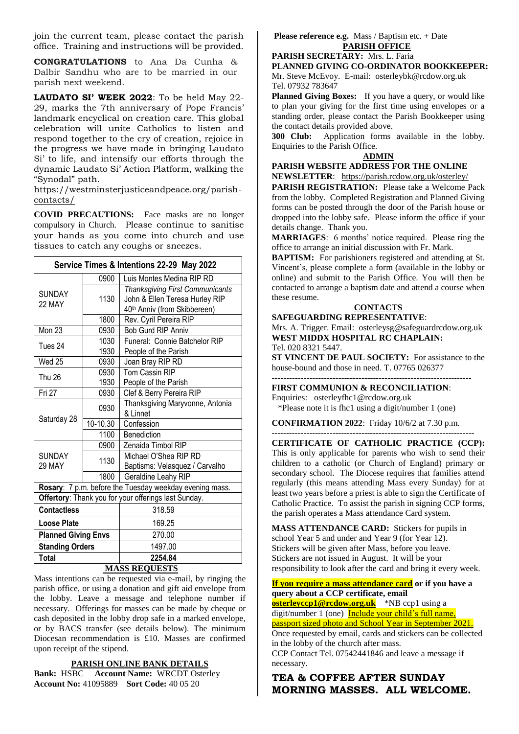join the current team, please contact the parish office. Training and instructions will be provided.

**CONGRATULATIONS** to Ana Da Cunha & Dalbir Sandhu who are to be married in our parish next weekend.

**LAUDATO SI' WEEK 2022**: To be held May 22-29, marks the 7th anniversary of Pope Francis' landmark encyclical on creation care. This global celebration will unite Catholics to listen and respond together to the cry of creation, rejoice in the progress we have made in bringing Laudato Si' to life, and intensify our efforts through the dynamic Laudato Si' Action Platform, walking the "Synodal" path.

https://westminsterjusticeandpeace.org/parish-contacts/

**COVID PRECAUTIONS:** Face masks are no longer compulsory in Church. Please continue to sanitise your hands as you come into church and use tissues to catch any coughs or sneezes.

| Service Times & Intentions 22-29 May 2022 | | |
|---|---|---|
| SUNDAY 22 MAY | 0900 | Luis Montes Medina RIP RD |
| | 1130 | *Thanksgiving First Communicants* John & Ellen Teresa Hurley RIP 40th Anniv (from Skibbereen) |
| | 1800 | Rev. Cyril Pereira RIP |
| Mon 23 | 0930 | Bob Gurd RIP Anniv |
| Tues 24 | 1030 | Funeral: Connie Batchelor RIP |
| | 1930 | People of the Parish |
| Wed 25 | 0930 | Joan Bray RIP RD |
| Thu 26 | 0930 | Tom Cassin RIP |
| | 1930 | People of the Parish |
| Fri 27 | 0930 | Clef & Berry Pereira RIP |
| Saturday 28 | 0930 | Thanksgiving Maryvonne, Antonia & Linnet |
| | 10-10.30 | Confession |
| | 1100 | Benediction |
| SUNDAY 29 MAY | 0900 | Zenaida Timbol RIP |
| | 1130 | Michael O'Shea RIP RD Baptisms: Velasquez / Carvalho |
| | 1800 | Geraldine Leahy RIP |
| **Rosary**: 7 p.m. before the Tuesday weekday evening mass. | | |
| **Offertory**: Thank you for your offerings last Sunday. | | |
| **Contactless** | | 318.59 |
| **Loose Plate** | | 169.25 |
| **Planned Giving Envs** | | 270.00 |
| **Standing Orders** | | 1497.00 |
| **Total** | | **2254.84** |

**MASS REQUESTS**

Mass intentions can be requested via e-mail, by ringing the parish office, or using a donation and gift aid envelope from the lobby. Leave a message and telephone number if necessary. Offerings for masses can be made by cheque or cash deposited in the lobby drop safe in a marked envelope, or by BACS transfer (see details below). The minimum Diocesan recommendation is £10. Masses are confirmed upon receipt of the stipend.

**PARISH ONLINE BANK DETAILS**

**Bank:** HSBC **Account Name:** WRCDT Osterley
**Account No:** 41095889 **Sort Code:** 40 05 20

**Please reference e.g.** Mass / Baptism etc. + Date

**PARISH OFFICE**

**PARISH SECRETARY:** Mrs. L. Faria

**PLANNED GIVING CO-ORDINATOR BOOKKEEPER:** Mr. Steve McEvoy. E-mail: osterleybk@rcdow.org.uk Tel. 07932 783647

**Planned Giving Boxes:** If you have a query, or would like to plan your giving for the first time using envelopes or a standing order, please contact the Parish Bookkeeper using the contact details provided above.

**300 Club:** Application forms available in the lobby. Enquiries to the Parish Office.

**ADMIN**

**PARISH WEBSITE ADDRESS FOR THE ONLINE NEWSLETTER**: https://parish.rcdow.org.uk/osterley/

**PARISH REGISTRATION:** Please take a Welcome Pack from the lobby. Completed Registration and Planned Giving forms can be posted through the door of the Parish house or dropped into the lobby safe. Please inform the office if your details change. Thank you.

**MARRIAGES**: 6 months' notice required. Please ring the office to arrange an initial discussion with Fr. Mark.

**BAPTISM:** For parishioners registered and attending at St. Vincent's, please complete a form (available in the lobby or online) and submit to the Parish Office. You will then be contacted to arrange a baptism date and attend a course when these resume.

**CONTACTS**

**SAFEGUARDING REPRESENTATIVE**:
Mrs. A. Trigger. Email: osterleysg@safeguardrcdow.org.uk

**WEST MIDDX HOSPITAL RC CHAPLAIN:**
Tel. 020 8321 5447.

**ST VINCENT DE PAUL SOCIETY:** For assistance to the house-bound and those in need. T. 07765 026377

---

**FIRST COMMUNION & RECONCILIATION**:
Enquiries: osterleyfhc1@rcdow.org.uk
*Please note it is fhc1 using a digit/number 1 (one)

**CONFIRMATION 2022**: Friday 10/6/2 at 7.30 p.m.

---

**CERTIFICATE OF CATHOLIC PRACTICE (CCP):** This is only applicable for parents who wish to send their children to a catholic (or Church of England) primary or secondary school. The Diocese requires that families attend regularly (this means attending Mass every Sunday) for at least two years before a priest is able to sign the Certificate of Catholic Practice. To assist the parish in signing CCP forms, the parish operates a Mass attendance Card system.

**MASS ATTENDANCE CARD:** Stickers for pupils in school Year 5 and under and Year 9 (for Year 12). Stickers will be given after Mass, before you leave. Stickers are not issued in August. It will be your responsibility to look after the card and bring it every week.

**If you require a mass attendance card or if you have a query about a CCP certificate, email osterleyccp1@rcdow.org.uk** *NB ccp1 using a digit/number 1 (one) Include your child's full name, passport sized photo and School Year in September 2021.

Once requested by email, cards and stickers can be collected in the lobby of the church after mass.

CCP Contact Tel. 07542441846 and leave a message if necessary.

## TEA & COFFEE AFTER SUNDAY MORNING MASSES. ALL WELCOME.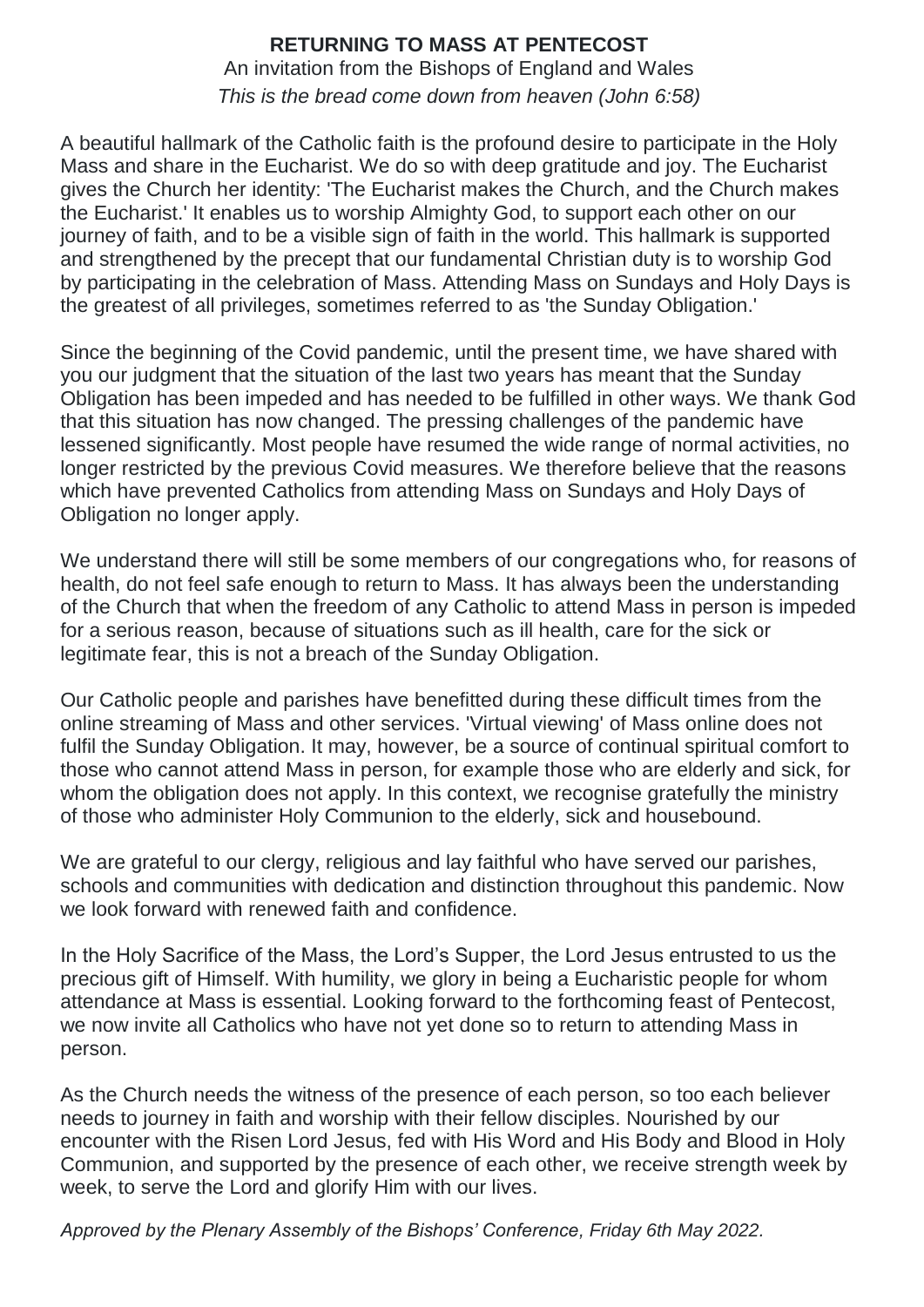# RETURNING TO MASS AT PENTECOST

An invitation from the Bishops of England and Wales

*This is the bread come down from heaven (John 6:58)*

A beautiful hallmark of the Catholic faith is the profound desire to participate in the Holy Mass and share in the Eucharist. We do so with deep gratitude and joy. The Eucharist gives the Church her identity: 'The Eucharist makes the Church, and the Church makes the Eucharist.' It enables us to worship Almighty God, to support each other on our journey of faith, and to be a visible sign of faith in the world. This hallmark is supported and strengthened by the precept that our fundamental Christian duty is to worship God by participating in the celebration of Mass. Attending Mass on Sundays and Holy Days is the greatest of all privileges, sometimes referred to as 'the Sunday Obligation.'

Since the beginning of the Covid pandemic, until the present time, we have shared with you our judgment that the situation of the last two years has meant that the Sunday Obligation has been impeded and has needed to be fulfilled in other ways. We thank God that this situation has now changed. The pressing challenges of the pandemic have lessened significantly. Most people have resumed the wide range of normal activities, no longer restricted by the previous Covid measures. We therefore believe that the reasons which have prevented Catholics from attending Mass on Sundays and Holy Days of Obligation no longer apply.

We understand there will still be some members of our congregations who, for reasons of health, do not feel safe enough to return to Mass. It has always been the understanding of the Church that when the freedom of any Catholic to attend Mass in person is impeded for a serious reason, because of situations such as ill health, care for the sick or legitimate fear, this is not a breach of the Sunday Obligation.

Our Catholic people and parishes have benefitted during these difficult times from the online streaming of Mass and other services. 'Virtual viewing' of Mass online does not fulfil the Sunday Obligation. It may, however, be a source of continual spiritual comfort to those who cannot attend Mass in person, for example those who are elderly and sick, for whom the obligation does not apply. In this context, we recognise gratefully the ministry of those who administer Holy Communion to the elderly, sick and housebound.

We are grateful to our clergy, religious and lay faithful who have served our parishes, schools and communities with dedication and distinction throughout this pandemic. Now we look forward with renewed faith and confidence.

In the Holy Sacrifice of the Mass, the Lord's Supper, the Lord Jesus entrusted to us the precious gift of Himself. With humility, we glory in being a Eucharistic people for whom attendance at Mass is essential. Looking forward to the forthcoming feast of Pentecost, we now invite all Catholics who have not yet done so to return to attending Mass in person.

As the Church needs the witness of the presence of each person, so too each believer needs to journey in faith and worship with their fellow disciples. Nourished by our encounter with the Risen Lord Jesus, fed with His Word and His Body and Blood in Holy Communion, and supported by the presence of each other, we receive strength week by week, to serve the Lord and glorify Him with our lives.

*Approved by the Plenary Assembly of the Bishops' Conference, Friday 6th May 2022.*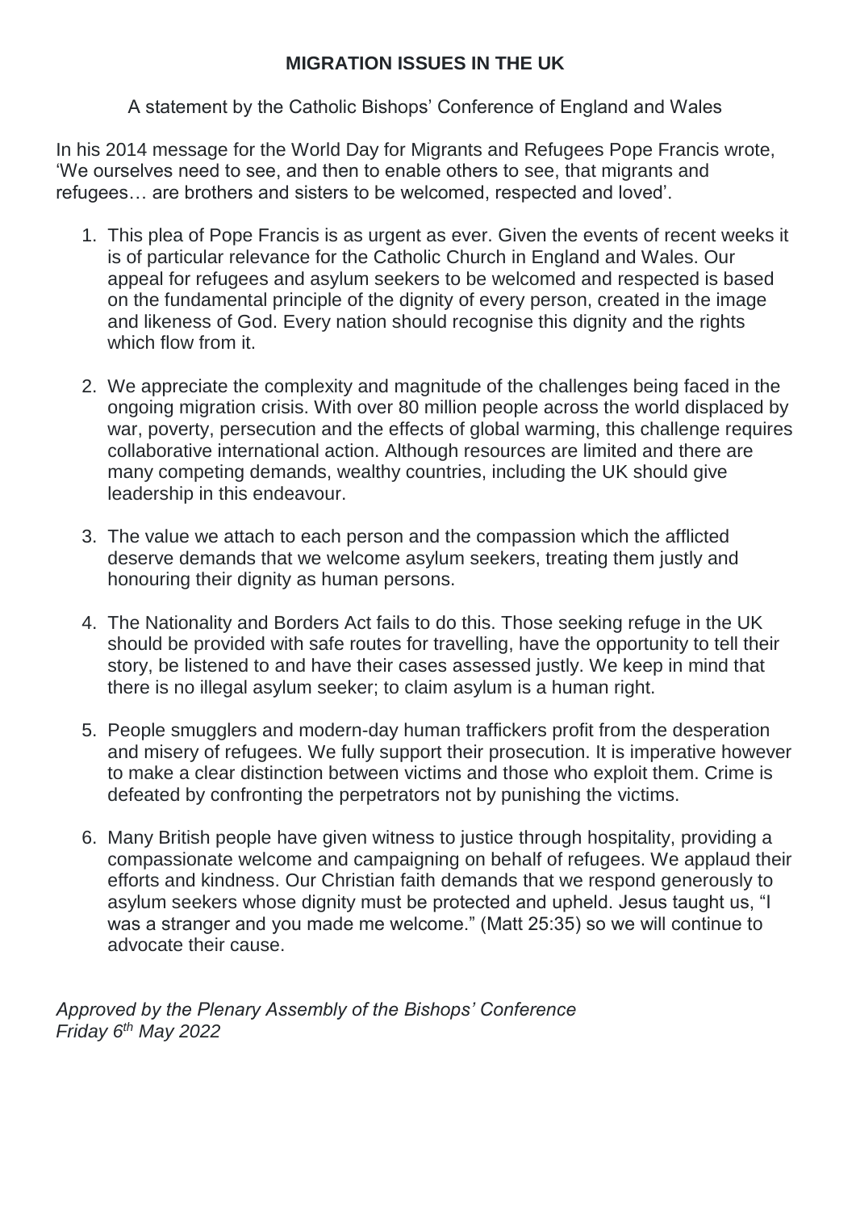**MIGRATION ISSUES IN THE UK**

A statement by the Catholic Bishops' Conference of England and Wales

In his 2014 message for the World Day for Migrants and Refugees Pope Francis wrote, 'We ourselves need to see, and then to enable others to see, that migrants and refugees… are brothers and sisters to be welcomed, respected and loved'.

1. This plea of Pope Francis is as urgent as ever. Given the events of recent weeks it is of particular relevance for the Catholic Church in England and Wales. Our appeal for refugees and asylum seekers to be welcomed and respected is based on the fundamental principle of the dignity of every person, created in the image and likeness of God. Every nation should recognise this dignity and the rights which flow from it.

2. We appreciate the complexity and magnitude of the challenges being faced in the ongoing migration crisis. With over 80 million people across the world displaced by war, poverty, persecution and the effects of global warming, this challenge requires collaborative international action. Although resources are limited and there are many competing demands, wealthy countries, including the UK should give leadership in this endeavour.

3. The value we attach to each person and the compassion which the afflicted deserve demands that we welcome asylum seekers, treating them justly and honouring their dignity as human persons.

4. The Nationality and Borders Act fails to do this. Those seeking refuge in the UK should be provided with safe routes for travelling, have the opportunity to tell their story, be listened to and have their cases assessed justly. We keep in mind that there is no illegal asylum seeker; to claim asylum is a human right.

5. People smugglers and modern-day human traffickers profit from the desperation and misery of refugees. We fully support their prosecution. It is imperative however to make a clear distinction between victims and those who exploit them. Crime is defeated by confronting the perpetrators not by punishing the victims.

6. Many British people have given witness to justice through hospitality, providing a compassionate welcome and campaigning on behalf of refugees. We applaud their efforts and kindness. Our Christian faith demands that we respond generously to asylum seekers whose dignity must be protected and upheld. Jesus taught us, "I was a stranger and you made me welcome." (Matt 25:35) so we will continue to advocate their cause.

*Approved by the Plenary Assembly of the Bishops' Conference*
*Friday 6th May 2022*